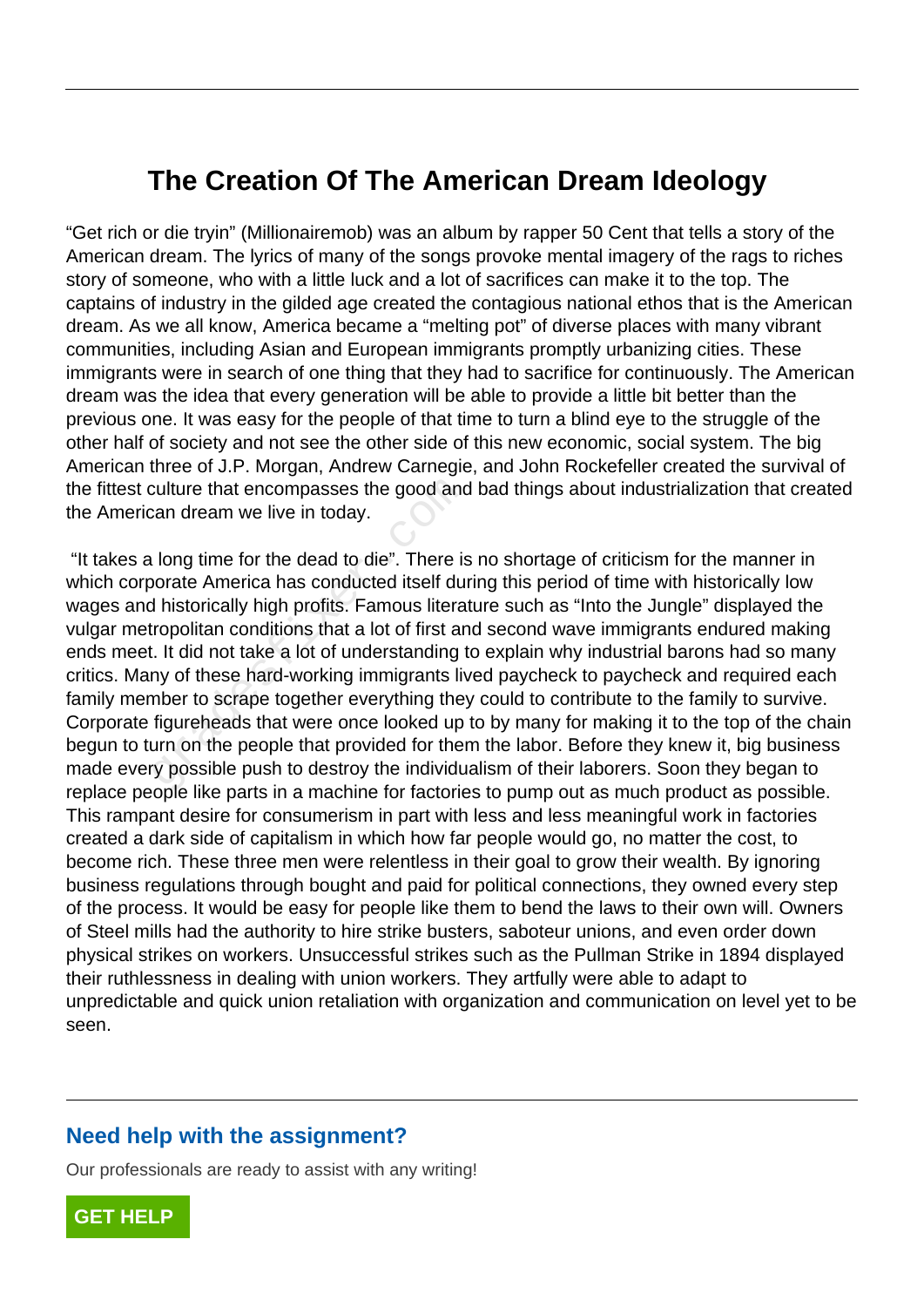# The Creation Of The American Dream Ideology

“Get rich or die tryin” (Millionairemob) was an album by rapper 50 Cent that tells a story of the American dream. The lyrics of many of the songs provoke mental imagery of the rags to riches story of someone, who with a little luck and a lot of sacrifices can make it to the top. The captains of industry in the gilded age created the contagious national ethos that is the American dream. As we all know, America became a “melting pot” of diverse places with many vibrant communities, including Asian and European immigrants promptly urbanizing cities. These immigrants were in search of one thing that they had to sacrifice for continuously. The American dream was the idea that every generation will be able to provide a little bit better than the previous one. It was easy for the people of that time to turn a blind eye to the struggle of the other half of society and not see the other side of this new economic, social system. The big American three of J.P. Morgan, Andrew Carnegie, and John Rockefeller created the survival of the fittest culture that encompasses the good and bad things about industrialization that created the American dream we live in today.

“It takes a long time for the dead to die”. There is no shortage of criticism for the manner in which corporate America has conducted itself during this period of time with historically low wages and historically high profits. Famous literature such as “Into the Jungle” displayed the vulgar metropolitan conditions that a lot of first and second wave immigrants endured making ends meet. It did not take a lot of understanding to explain why industrial barons had so many critics. Many of these hard-working immigrants lived paycheck to paycheck and required each family member to scrape together everything they could to contribute to the family to survive. Corporate figureheads that were once looked up to by many for making it to the top of the chain begun to turn on the people that provided for them the labor. Before they knew it, big business made every possible push to destroy the individualism of their laborers. Soon they began to replace people like parts in a machine for factories to pump out as much product as possible. This rampant desire for consumerism in part with less and less meaningful work in factories created a dark side of capitalism in which how far people would go, no matter the cost, to become rich. These three men were relentless in their goal to grow their wealth. By ignoring business regulations through bought and paid for political connections, they owned every step of the process. It would be easy for people like them to bend the laws to their own will. Owners of Steel mills had the authority to hire strike busters, saboteur unions, and even order down physical strikes on workers. Unsuccessful strikes such as the Pullman Strike in 1894 displayed their ruthlessness in dealing with union workers. They artfully were able to adapt to unpredictable and quick union retaliation with organization and communication on level yet to be seen.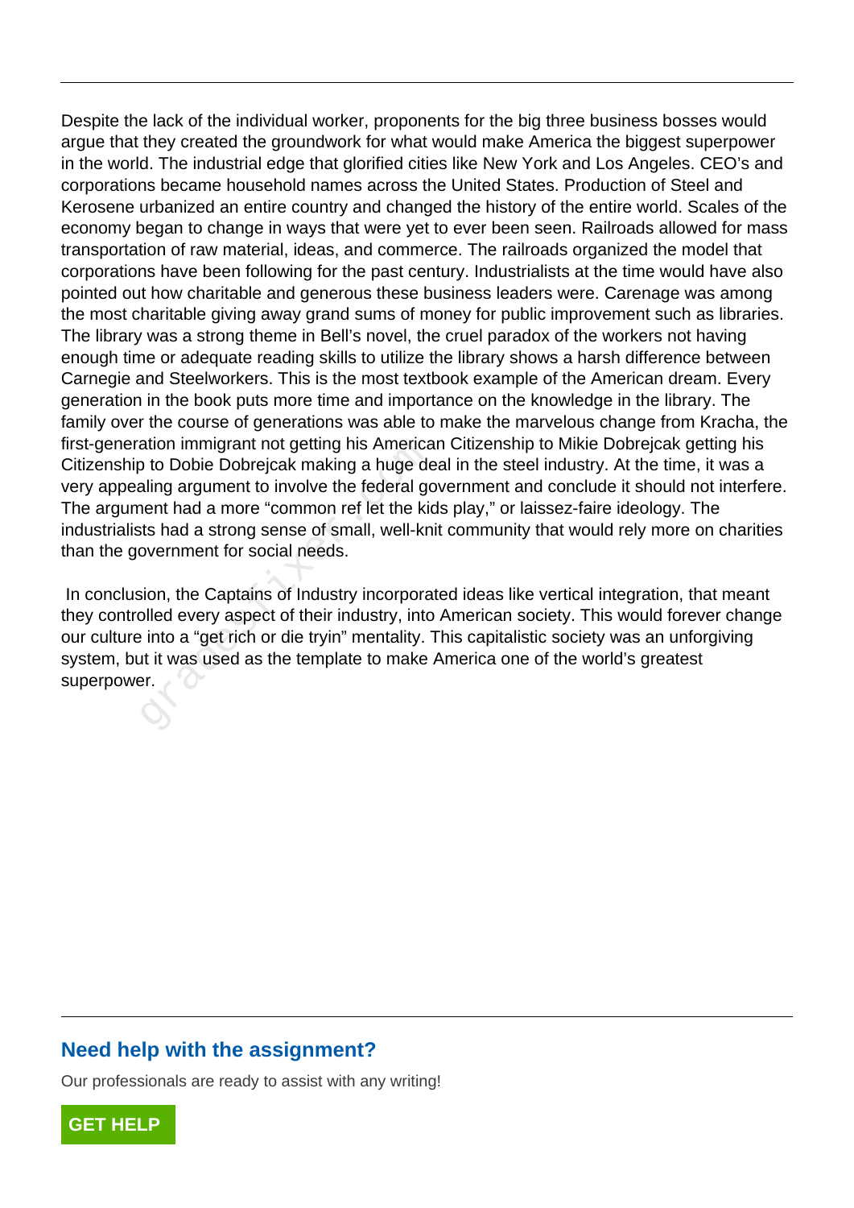Despite the lack of the individual worker, proponents for the big three business bosses would argue that they created the groundwork for what would make America the biggest superpower in the world. The industrial edge that glorified cities like New York and Los Angeles. CEO's and corporations became household names across the United States. Production of Steel and Kerosene urbanized an entire country and changed the history of the entire world. Scales of the economy began to change in ways that were yet to ever been seen. Railroads allowed for mass transportation of raw material, ideas, and commerce. The railroads organized the model that corporations have been following for the past century. Industrialists at the time would have also pointed out how charitable and generous these business leaders were. Carenage was among the most charitable giving away grand sums of money for public improvement such as libraries. The library was a strong theme in Bell's novel, the cruel paradox of the workers not having enough time or adequate reading skills to utilize the library shows a harsh difference between Carnegie and Steelworkers. This is the most textbook example of the American dream. Every generation in the book puts more time and importance on the knowledge in the library. The family over the course of generations was able to make the marvelous change from Kracha, the first-generation immigrant not getting his American Citizenship to Mikie Dobrejcak getting his Citizenship to Dobie Dobrejcak making a huge deal in the steel industry. At the time, it was a very appealing argument to involve the federal government and conclude it should not interfere. The argument had a more "common ref let the kids play," or laissez-faire ideology. The industrialists had a strong sense of small, well-knit community that would rely more on charities than the government for social needs.

In conclusion, the Captains of Industry incorporated ideas like vertical integration, that meant they controlled every aspect of their industry, into American society. This would forever change our culture into a "get rich or die tryin" mentality. This capitalistic society was an unforgiving system, but it was used as the template to make America one of the world's greatest superpower.

## Need help with the assignment?

Our professionals are ready to assist with any writing!

GET HELP